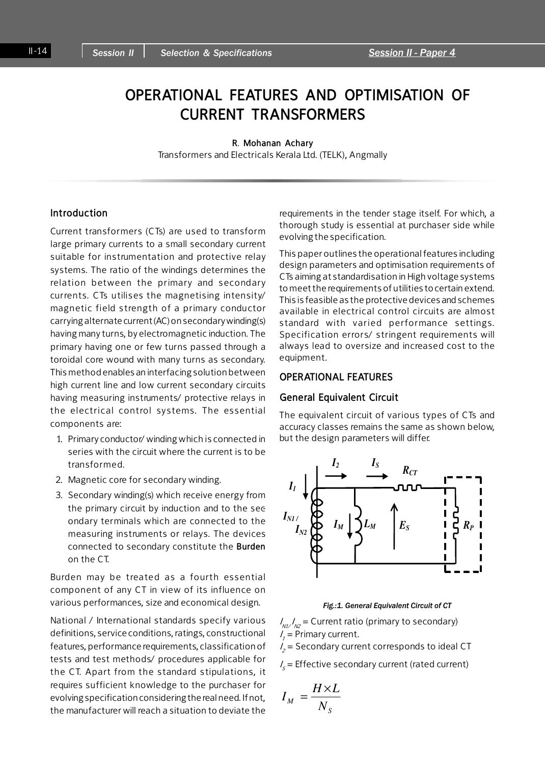# OPERATIONAL FEATURES AND OPTIMISATION OF CURRENT TRANSFORMERS

**R. Mohanan Achary**
Transformers and Electricals Kerala Ltd. (TELK), Angmally

## Introduction

Current transformers (CTs) are used to transform large primary currents to a small secondary current suitable for instrumentation and protective relay systems. The ratio of the windings determines the relation between the primary and secondary currents. CTs utilises the magnetising intensity/ magnetic field strength of a primary conductor carrying alternate current (AC) on secondary winding(s) having many turns, by electromagnetic induction. The primary having one or few turns passed through a toroidal core wound with many turns as secondary. This method enables an interfacing solution between high current line and low current secondary circuits having measuring instruments/ protective relays in the electrical control systems. The essential components are:

1. Primary conductor/ winding which is connected in series with the circuit where the current is to be transformed.
2. Magnetic core for secondary winding.
3. Secondary winding(s) which receive energy from the primary circuit by induction and to the secondary terminals which are connected to the measuring instruments or relays. The devices connected to secondary constitute the **Burden** on the CT.

Burden may be treated as a fourth essential component of any CT in view of its influence on various performances, size and economical design.

National / International standards specify various definitions, service conditions, ratings, constructional features, performance requirements, classification of tests and test methods/ procedures applicable for the CT. Apart from the standard stipulations, it requires sufficient knowledge to the purchaser for evolving specification considering the real need. If not, the manufacturer will reach a situation to deviate the requirements in the tender stage itself. For which, a thorough study is essential at purchaser side while evolving the specification.

This paper outlines the operational features including design parameters and optimisation requirements of CTs aiming at standardisation in High voltage systems to meet the requirements of utilities to certain extend. This is feasible as the protective devices and schemes available in electrical control circuits are almost standard with varied performance settings. Specification errors/ stringent requirements will always lead to oversize and increased cost to the equipment.

## OPERATIONAL FEATURES

### General Equivalent Circuit

The equivalent circuit of various types of CTs and accuracy classes remains the same as shown below, but the design parameters will differ.

*Fig.:1. General Equivalent Circuit of CT*

$I_{N1}/I_{N2}$ = Current ratio (primary to secondary)
$I_1$ = Primary current.
$I_2$ = Secondary current corresponds to ideal CT
$I_S$ = Effective secondary current (rated current)

$$I_M = \frac{H \times L}{N_S}$$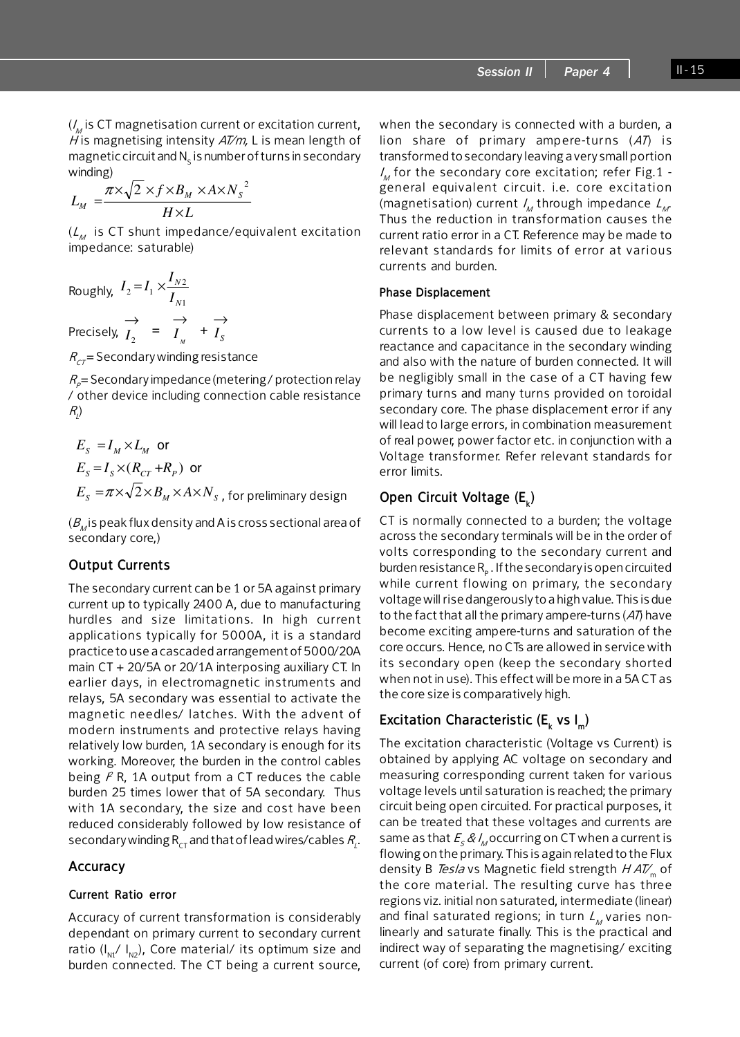($I_M$ is CT magnetisation current or excitation current, $H$ is magnetising intensity *AT/m*, L is mean length of magnetic circuit and $N_S$ is number of turns in secondary winding)

$$L_M = \frac{\pi \times \sqrt{2} \times f \times B_M \times A \times N_S{}^2}{H \times L}$$

($L_M$ is CT shunt impedance/equivalent excitation impedance: saturable)

Roughly, $I_2 = I_1 \times \frac{I_{N2}}{I_{N1}}$

Precisely, $\vec{I_2} = \vec{I_M} + \vec{I_S}$

$R_{CT}$ = Secondary winding resistance

$R_P$ = Secondary impedance (metering / protection relay / other device including connection cable resistance $R_L$)

$E_S = I_M \times L_M$ or

$E_S = I_S \times (R_{CT} + R_P)$ or

$E_S = \pi \times \sqrt{2} \times B_M \times A \times N_S$, for preliminary design

($B_M$ is peak flux density and A is cross sectional area of secondary core,)

## Output Currents

The secondary current can be 1 or 5A against primary current up to typically 2400 A, due to manufacturing hurdles and size limitations. In high current applications typically for 5000A, it is a standard practice to use a cascaded arrangement of 5000/20A main CT + 20/5A or 20/1A interposing auxiliary CT. In earlier days, in electromagnetic instruments and relays, 5A secondary was essential to activate the magnetic needles/ latches. With the advent of modern instruments and protective relays having relatively low burden, 1A secondary is enough for its working. Moreover, the burden in the control cables being $I^2$ R, 1A output from a CT reduces the cable burden 25 times lower that of 5A secondary. Thus with 1A secondary, the size and cost have been reduced considerably followed by low resistance of secondary winding $R_{CT}$ and that of lead wires/cables $R_L$.

## Accuracy

### Current Ratio error

Accuracy of current transformation is considerably dependant on primary current to secondary current ratio ($I_{N1}$/ $I_{N2}$), Core material/ its optimum size and burden connected. The CT being a current source, when the secondary is connected with a burden, a lion share of primary ampere-turns (*AT*) is transformed to secondary leaving a very small portion $I_M$ for the secondary core excitation; refer Fig.1 - general equivalent circuit. i.e. core excitation (magnetisation) current $I_M$ through impedance $L_M$. Thus the reduction in transformation causes the current ratio error in a CT. Reference may be made to relevant standards for limits of error at various currents and burden.

### Phase Displacement

Phase displacement between primary & secondary currents to a low level is caused due to leakage reactance and capacitance in the secondary winding and also with the nature of burden connected. It will be negligibly small in the case of a CT having few primary turns and many turns provided on toroidal secondary core. The phase displacement error if any will lead to large errors, in combination measurement of real power, power factor etc. in conjunction with a Voltage transformer. Refer relevant standards for error limits.

## Open Circuit Voltage ($E_k$)

CT is normally connected to a burden; the voltage across the secondary terminals will be in the order of volts corresponding to the secondary current and burden resistance $R_P$. If the secondary is open circuited while current flowing on primary, the secondary voltage will rise dangerously to a high value. This is due to the fact that all the primary ampere-turns (*AT*) have become exciting ampere-turns and saturation of the core occurs. Hence, no CTs are allowed in service with its secondary open (keep the secondary shorted when not in use). This effect will be more in a 5A CT as the core size is comparatively high.

## Excitation Characteristic ($E_k$ vs $I_m$)

The excitation characteristic (Voltage vs Current) is obtained by applying AC voltage on secondary and measuring corresponding current taken for various voltage levels until saturation is reached; the primary circuit being open circuited. For practical purposes, it can be treated that these voltages and currents are same as that $E_S$ & $I_M$ occurring on CT when a current is flowing on the primary. This is again related to the Flux density B *Tesla* vs Magnetic field strength $H$ $AT/_m$ of the core material. The resulting curve has three regions viz. initial non saturated, intermediate (linear) and final saturated regions; in turn $L_M$ varies non-linearly and saturate finally. This is the practical and indirect way of separating the magnetising/ exciting current (of core) from primary current.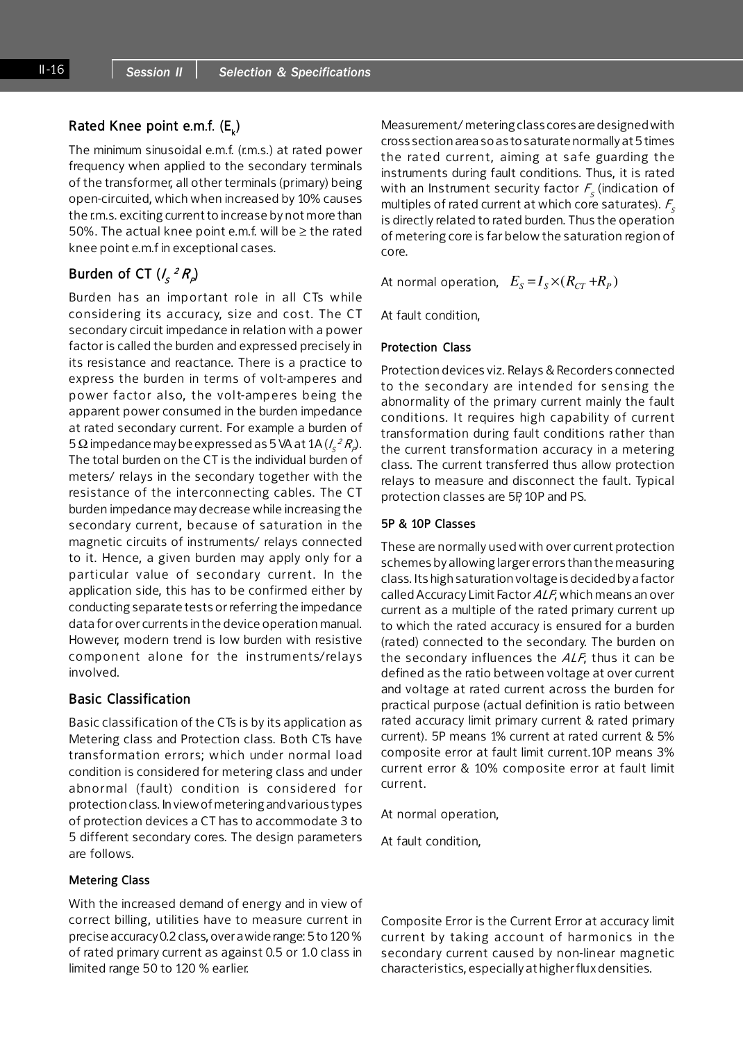### Rated Knee point e.m.f. ($E_k$)

The minimum sinusoidal e.m.f. (r.m.s.) at rated power frequency when applied to the secondary terminals of the transformer, all other terminals (primary) being open-circuited, which when increased by 10% causes the r.m.s. exciting current to increase by not more than 50%. The actual knee point e.m.f. will be ≥ the rated knee point e.m.f in exceptional cases.

### Burden of CT ($I_S{}^2 R_P$)

Burden has an important role in all CTs while considering its accuracy, size and cost. The CT secondary circuit impedance in relation with a power factor is called the burden and expressed precisely in its resistance and reactance. There is a practice to express the burden in terms of volt-amperes and power factor also, the volt-amperes being the apparent power consumed in the burden impedance at rated secondary current. For example a burden of 5 Ω impedance may be expressed as 5 VA at 1A ($I_S{}^2 R_P$). The total burden on the CT is the individual burden of meters/ relays in the secondary together with the resistance of the interconnecting cables. The CT burden impedance may decrease while increasing the secondary current, because of saturation in the magnetic circuits of instruments/ relays connected to it. Hence, a given burden may apply only for a particular value of secondary current. In the application side, this has to be confirmed either by conducting separate tests or referring the impedance data for over currents in the device operation manual. However, modern trend is low burden with resistive component alone for the instruments/relays involved.

### Basic Classification

Basic classification of the CTs is by its application as Metering class and Protection class. Both CTs have transformation errors; which under normal load condition is considered for metering class and under abnormal (fault) condition is considered for protection class. In view of metering and various types of protection devices a CT has to accommodate 3 to 5 different secondary cores. The design parameters are follows.

#### Metering Class

With the increased demand of energy and in view of correct billing, utilities have to measure current in precise accuracy 0.2 class, over a wide range: 5 to 120 % of rated primary current as against 0.5 or 1.0 class in limited range 50 to 120 % earlier.

Measurement/ metering class cores are designed with cross section area so as to saturate normally at 5 times the rated current, aiming at safe guarding the instruments during fault conditions. Thus, it is rated with an Instrument security factor $F_S$ (indication of multiples of rated current at which core saturates). $F_S$ is directly related to rated burden. Thus the operation of metering core is far below the saturation region of core.

At normal operation, $E_S = I_S \times (R_{CT} + R_P)$

At fault condition,

#### Protection Class

Protection devices viz. Relays & Recorders connected to the secondary are intended for sensing the abnormality of the primary current mainly the fault conditions. It requires high capability of current transformation during fault conditions rather than the current transformation accuracy in a metering class. The current transferred thus allow protection relays to measure and disconnect the fault. Typical protection classes are 5P, 10P and PS.

#### 5P & 10P Classes

These are normally used with over current protection schemes by allowing larger errors than the measuring class. Its high saturation voltage is decided by a factor called Accuracy Limit Factor *ALF*, which means an over current as a multiple of the rated primary current up to which the rated accuracy is ensured for a burden (rated) connected to the secondary. The burden on the secondary influences the *ALF*, thus it can be defined as the ratio between voltage at over current and voltage at rated current across the burden for practical purpose (actual definition is ratio between rated accuracy limit primary current & rated primary current). 5P means 1% current at rated current & 5% composite error at fault limit current. 10P means 3% current error & 10% composite error at fault limit current.

At normal operation,

At fault condition,

Composite Error is the Current Error at accuracy limit current by taking account of harmonics in the secondary current caused by non-linear magnetic characteristics, especially at higher flux densities.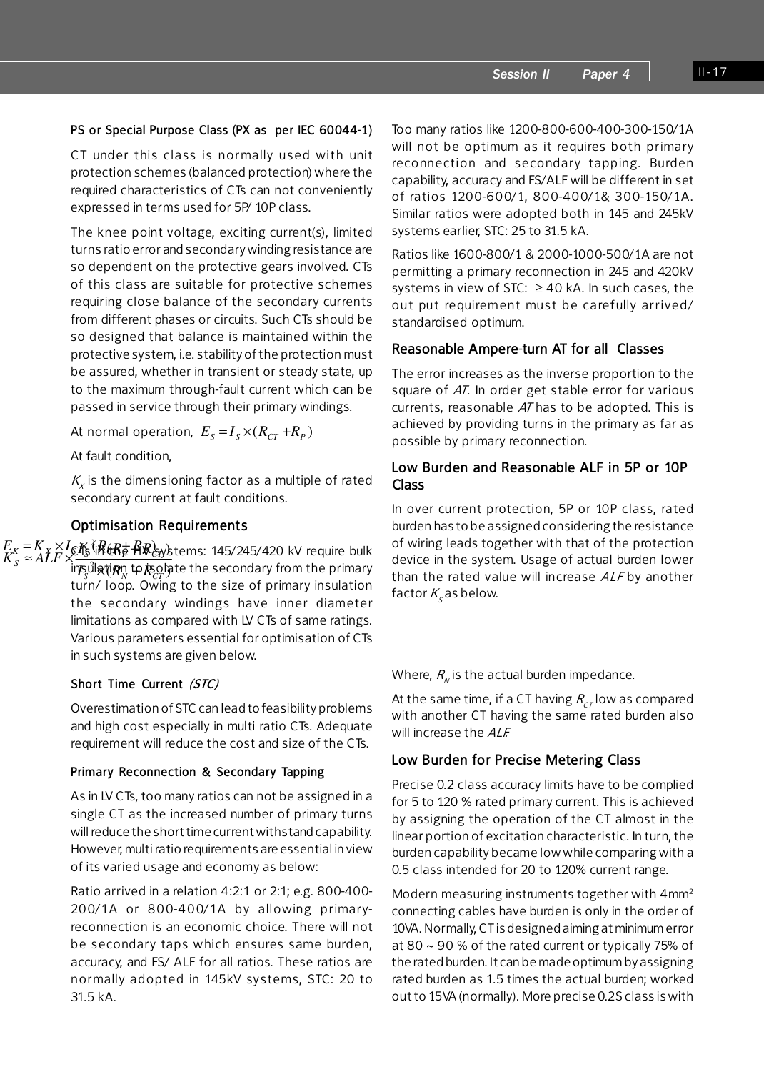#### PS or Special Purpose Class (PX as per IEC 60044-1)

CT under this class is normally used with unit protection schemes (balanced protection) where the required characteristics of CTs can not conveniently expressed in terms used for 5P/ 10P class.

The knee point voltage, exciting current(s), limited turns ratio error and secondary winding resistance are so dependent on the protective gears involved. CTs of this class are suitable for protective schemes requiring close balance of the secondary currents from different phases or circuits. Such CTs should be so designed that balance is maintained within the protective system, i.e. stability of the protection must be assured, whether in transient or steady state, up to the maximum through-fault current which can be passed in service through their primary windings.

At normal operation, $E_S = I_S \times (R_{CT} + R_P)$

At fault condition,

$$E_K = K_X \times I_S \times (R_{CT} + R_P)$$

$K_X$ is the dimensioning factor as a multiple of rated secondary current at fault conditions.

### Optimisation Requirements

CTs in the HV systems: 145/245/420 kV require bulk insulation to isolate the secondary from the primary turn/ loop. Owing to the size of primary insulation the secondary windings have inner diameter limitations as compared with LV CTs of same ratings. Various parameters essential for optimisation of CTs in such systems are given below.

#### Short Time Current *(STC)*

Overestimation of STC can lead to feasibility problems and high cost especially in multi ratio CTs. Adequate requirement will reduce the cost and size of the CTs.

#### Primary Reconnection & Secondary Tapping

As in LV CTs, too many ratios can not be assigned in a single CT as the increased number of primary turns will reduce the short time current withstand capability. However, multi ratio requirements are essential in view of its varied usage and economy as below:

Ratio arrived in a relation 4:2:1 or 2:1; e.g. 800-400-200/1A or 800-400/1A by allowing primary-reconnection is an economic choice. There will not be secondary taps which ensures same burden, accuracy, and FS/ ALF for all ratios. These ratios are normally adopted in 145kV systems, STC: 20 to 31.5 kA.

Too many ratios like 1200-800-600-400-300-150/1A will not be optimum as it requires both primary reconnection and secondary tapping. Burden capability, accuracy and FS/ALF will be different in set of ratios 1200-600/1, 800-400/1& 300-150/1A. Similar ratios were adopted both in 145 and 245kV systems earlier, STC: 25 to 31.5 kA.

Ratios like 1600-800/1 & 2000-1000-500/1A are not permitting a primary reconnection in 245 and 420kV systems in view of STC: $\geq$ 40 kA. In such cases, the out put requirement must be carefully arrived/ standardised optimum.

### Reasonable Ampere-turn AT for all Classes

The error increases as the inverse proportion to the square of *AT*. In order get stable error for various currents, reasonable *AT* has to be adopted. This is achieved by providing turns in the primary as far as possible by primary reconnection.

### Low Burden and Reasonable ALF in 5P or 10P Class

In over current protection, 5P or 10P class, rated burden has to be assigned considering the resistance of wiring leads together with that of the protection device in the system. Usage of actual burden lower than the rated value will increase *ALF* by another factor $K_S$ as below.

$$K_S \approx ALF \times \frac{I_S^2 \times (R_B + R_{CT})}{I_S^2 \times (R_N + R_{CT})}$$

Where, $R_N$ is the actual burden impedance.

At the same time, if a CT having $R_{CT}$ low as compared with another CT having the same rated burden also will increase the *ALF*

### Low Burden for Precise Metering Class

Precise 0.2 class accuracy limits have to be complied for 5 to 120 % rated primary current. This is achieved by assigning the operation of the CT almost in the linear portion of excitation characteristic. In turn, the burden capability became low while comparing with a 0.5 class intended for 20 to 120% current range.

Modern measuring instruments together with 4mm² connecting cables have burden is only in the order of 10VA. Normally, CT is designed aiming at minimum error at 80 ~ 90 % of the rated current or typically 75% of the rated burden. It can be made optimum by assigning rated burden as 1.5 times the actual burden; worked out to 15VA (normally). More precise 0.2S class is with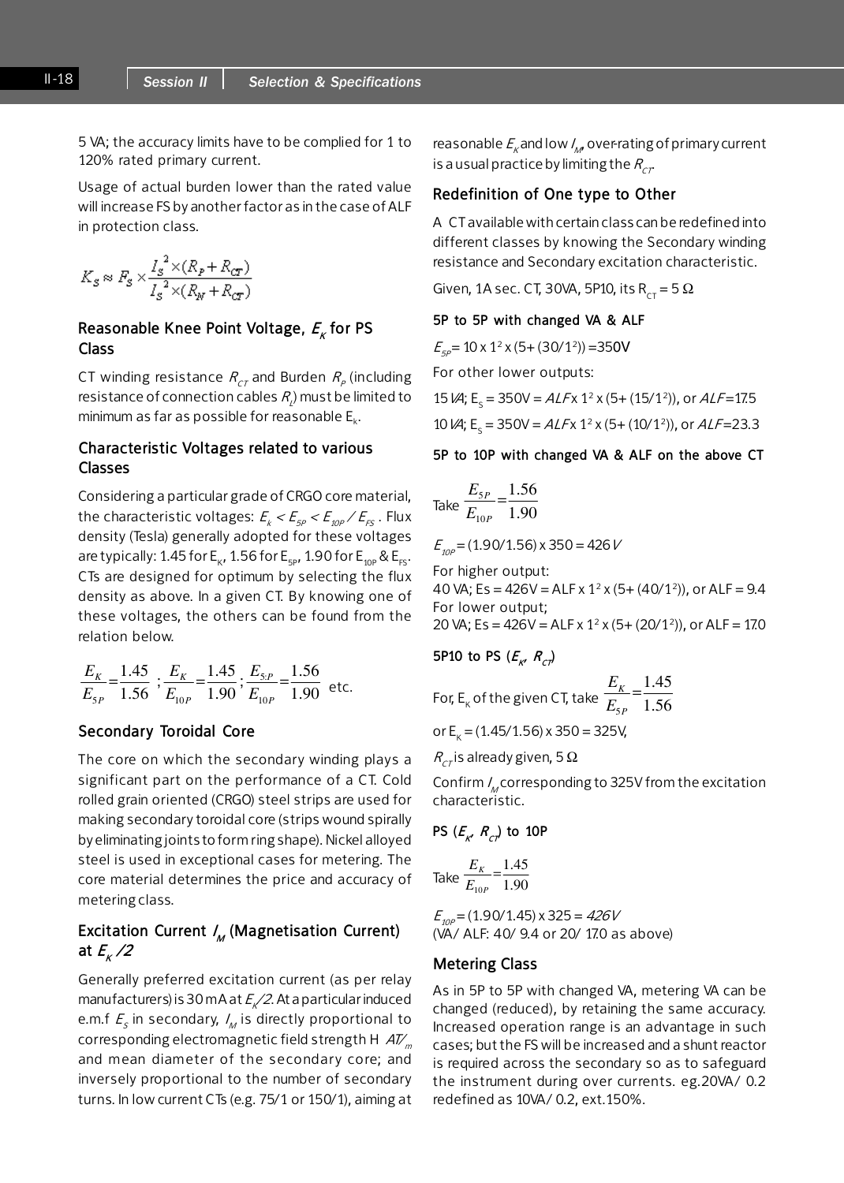5 VA; the accuracy limits have to be complied for 1 to 120% rated primary current.

Usage of actual burden lower than the rated value will increase FS by another factor as in the case of ALF in protection class.

$$K_S \approx F_S \times \frac{I_S{}^2 \times (R_P + R_{CT})}{I_S{}^2 \times (R_N + R_{CT})}$$

### Reasonable Knee Point Voltage, $E_K$ for PS Class

CT winding resistance $R_{CT}$ and Burden $R_P$ (including resistance of connection cables $R_L$) must be limited to minimum as far as possible for reasonable $E_k$.

### Characteristic Voltages related to various Classes

Considering a particular grade of CRGO core material, the characteristic voltages: $E_k < E_{5P} < E_{10P} / E_{FS}$. Flux density (Tesla) generally adopted for these voltages are typically: 1.45 for $E_K$, 1.56 for $E_{5P}$, 1.90 for $E_{10P}$ & $E_{FS}$. CTs are designed for optimum by selecting the flux density as above. In a given CT. By knowing one of these voltages, the others can be found from the relation below.

$$\frac{E_K}{E_{5P}} = \frac{1.45}{1.56}\ ; \frac{E_K}{E_{10P}} = \frac{1.45}{1.90}; \frac{E_{5P}}{E_{10P}} = \frac{1.56}{1.90} \text{ etc.}$$

### Secondary Toroidal Core

The core on which the secondary winding plays a significant part on the performance of a CT. Cold rolled grain oriented (CRGO) steel strips are used for making secondary toroidal core (strips wound spirally by eliminating joints to form ring shape). Nickel alloyed steel is used in exceptional cases for metering. The core material determines the price and accuracy of metering class.

### Excitation Current $I_M$ (Magnetisation Current) at $E_K/2$

Generally preferred excitation current (as per relay manufacturers) is 30 mA at $E_K/2$. At a particular induced e.m.f $E_S$ in secondary, $I_M$ is directly proportional to corresponding electromagnetic field strength H $AT/_m$ and mean diameter of the secondary core; and inversely proportional to the number of secondary turns. In low current CTs (e.g. 75/1 or 150/1), aiming at reasonable $E_K$ and low $I_M$, over-rating of primary current is a usual practice by limiting the $R_{CT}$.

### Redefinition of One type to Other

A CT available with certain class can be redefined into different classes by knowing the Secondary winding resistance and Secondary excitation characteristic.

Given, 1A sec. CT, 30VA, 5P10, its $R_{CT} = 5\ \Omega$

#### 5P to 5P with changed VA & ALF

$E_{5P} = 10 \times 1^2 \times (5 + (30/1^2)) = 350V$

For other lower outputs:

15 VA; $E_S = 350V = ALF \times 1^2 \times (5 + (15/1^2))$, or $ALF = 17.5$

10 VA; $E_S = 350V = ALF \times 1^2 \times (5 + (10/1^2))$, or $ALF = 23.3$

#### 5P to 10P with changed VA & ALF on the above CT

Take $\dfrac{E_{5P}}{E_{10P}} = \dfrac{1.56}{1.90}$

$E_{10P} = (1.90/1.56) \times 350 = 426V$

For higher output:
40 VA; $E_S = 426V = ALF \times 1^2 \times (5 + (40/1^2))$, or ALF = 9.4
For lower output;
20 VA; $E_S = 426V = ALF \times 1^2 \times (5 + (20/1^2))$, or ALF = 17.0

#### 5P10 to PS ($E_K$, $R_{CT}$)

For, $E_K$ of the given CT, take $\dfrac{E_K}{E_{5P}} = \dfrac{1.45}{1.56}$

or $E_K = (1.45/1.56) \times 350 = 325V$,

$R_{CT}$ is already given, 5 Ω

Confirm $I_M$ corresponding to 325V from the excitation characteristic.

#### PS ($E_K$, $R_{CT}$) to 10P

Take $\dfrac{E_K}{E_{10P}} = \dfrac{1.45}{1.90}$

$E_{10P} = (1.90/1.45) \times 325 = 426V$
(VA/ ALF: 40/ 9.4 or 20/ 17.0 as above)

### Metering Class

As in 5P to 5P with changed VA, metering VA can be changed (reduced), by retaining the same accuracy. Increased operation range is an advantage in such cases; but the FS will be increased and a shunt reactor is required across the secondary so as to safeguard the instrument during over currents. eg.20VA/ 0.2 redefined as 10VA/ 0.2, ext.150%.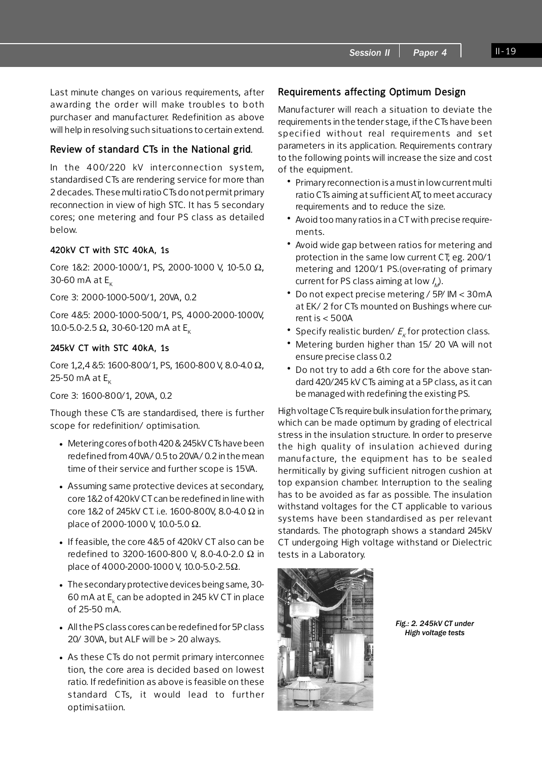Last minute changes on various requirements, after awarding the order will make troubles to both purchaser and manufacturer. Redefinition as above will help in resolving such situations to certain extend.

## Review of standard CTs in the National grid.

In the 400/220 kV interconnection system, standardised CTs are rendering service for more than 2 decades. These multi ratio CTs do not permit primary reconnection in view of high STC. It has 5 secondary cores; one metering and four PS class as detailed below.

### 420kV CT with STC 40kA, 1s

Core 1&2: 2000-1000/1, PS, 2000-1000 V, 10-5.0 Ω, 30-60 mA at $E_K$

Core 3: 2000-1000-500/1, 20VA, 0.2

Core 4&5: 2000-1000-500/1, PS, 4000-2000-1000V, 10.0-5.0-2.5 Ω, 30-60-120 mA at $E_K$

### 245kV CT with STC 40kA, 1s

Core 1,2,4 &5: 1600-800/1, PS, 1600-800 V, 8.0-4.0 Ω, 25-50 mA at $E_K$

Core 3: 1600-800/1, 20VA, 0.2

Though these CTs are standardised, there is further scope for redefinition/ optimisation.

- Metering cores of both 420 & 245kV CTs have been redefined from 40VA/ 0.5 to 20VA/ 0.2 in the mean time of their service and further scope is 15VA.
- Assuming same protective devices at secondary, core 1&2 of 420kV CT can be redefined in line with core 1&2 of 245kV CT. i.e. 1600-800V, 8.0-4.0 Ω in place of 2000-1000 V, 10.0-5.0 Ω.
- If feasible, the core 4&5 of 420kV CT also can be redefined to 3200-1600-800 V, 8.0-4.0-2.0 Ω in place of 4000-2000-1000 V, 10.0-5.0-2.5Ω.
- The secondary protective devices being same, 30-60 mA at $E_k$ can be adopted in 245 kV CT in place of 25-50 mA.
- All the PS class cores can be redefined for 5P class 20/ 30VA, but ALF will be > 20 always.
- As these CTs do not permit primary interconnection, the core area is decided based on lowest ratio. If redefinition as above is feasible on these standard CTs, it would lead to further optimisatiion.

## Requirements affecting Optimum Design

Manufacturer will reach a situation to deviate the requirements in the tender stage, if the CTs have been specified without real requirements and set parameters in its application. Requirements contrary to the following points will increase the size and cost of the equipment.

- Primary reconnection is a must in low current multi ratio CTs aiming at sufficient AT, to meet accuracy requirements and to reduce the size.
- Avoid too many ratios in a CT with precise requirements.
- Avoid wide gap between ratios for metering and protection in the same low current CT; eg. 200/1 metering and 1200/1 PS.(over-rating of primary current for PS class aiming at low $I_M$).
- Do not expect precise metering / 5P/ IM < 30mA at EK/ 2 for CTs mounted on Bushings where current is < 500A
- Specify realistic burden/ $E_K$ for protection class.
- Metering burden higher than 15/ 20 VA will not ensure precise class 0.2
- Do not try to add a 6th core for the above standard 420/245 kV CTs aiming at a 5P class, as it can be managed with redefining the existing PS.

High voltage CTs require bulk insulation for the primary, which can be made optimum by grading of electrical stress in the insulation structure. In order to preserve the high quality of insulation achieved during manufacture, the equipment has to be sealed hermitically by giving sufficient nitrogen cushion at top expansion chamber. Interruption to the sealing has to be avoided as far as possible. The insulation withstand voltages for the CT applicable to various systems have been standardised as per relevant standards. The photograph shows a standard 245kV CT undergoing High voltage withstand or Dielectric tests in a Laboratory.

*Fig.: 2. 245kV CT under High voltage tests*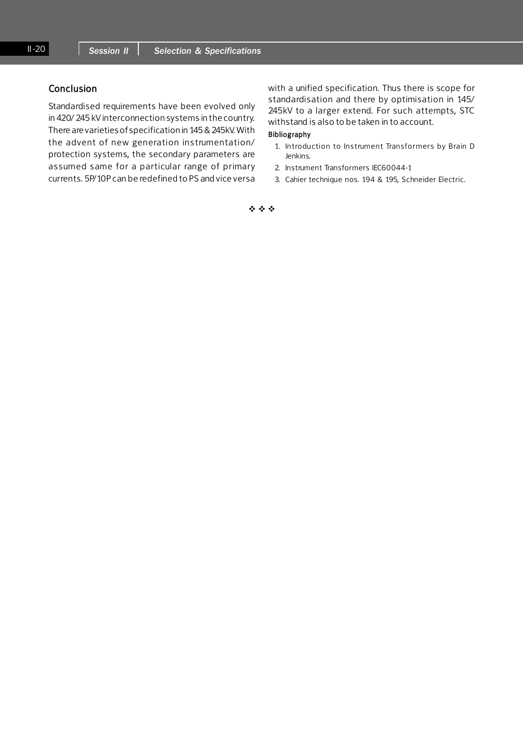## Conclusion

Standardised requirements have been evolved only in 420/ 245 kV interconnection systems in the country. There are varieties of specification in 145 & 245kV. With the advent of new generation instrumentation/ protection systems, the secondary parameters are assumed same for a particular range of primary currents. 5P/10P can be redefined to PS and vice versa with a unified specification. Thus there is scope for standardisation and there by optimisation in 145/ 245kV to a larger extend. For such attempts, STC withstand is also to be taken in to account.

**Bibliography**

1. Introduction to Instrument Transformers by Brain D Jenkins.
2. Instrument Transformers IEC60044-1
3. Cahier technique nos. 194 & 195, Schneider Electric.

❖ ❖ ❖